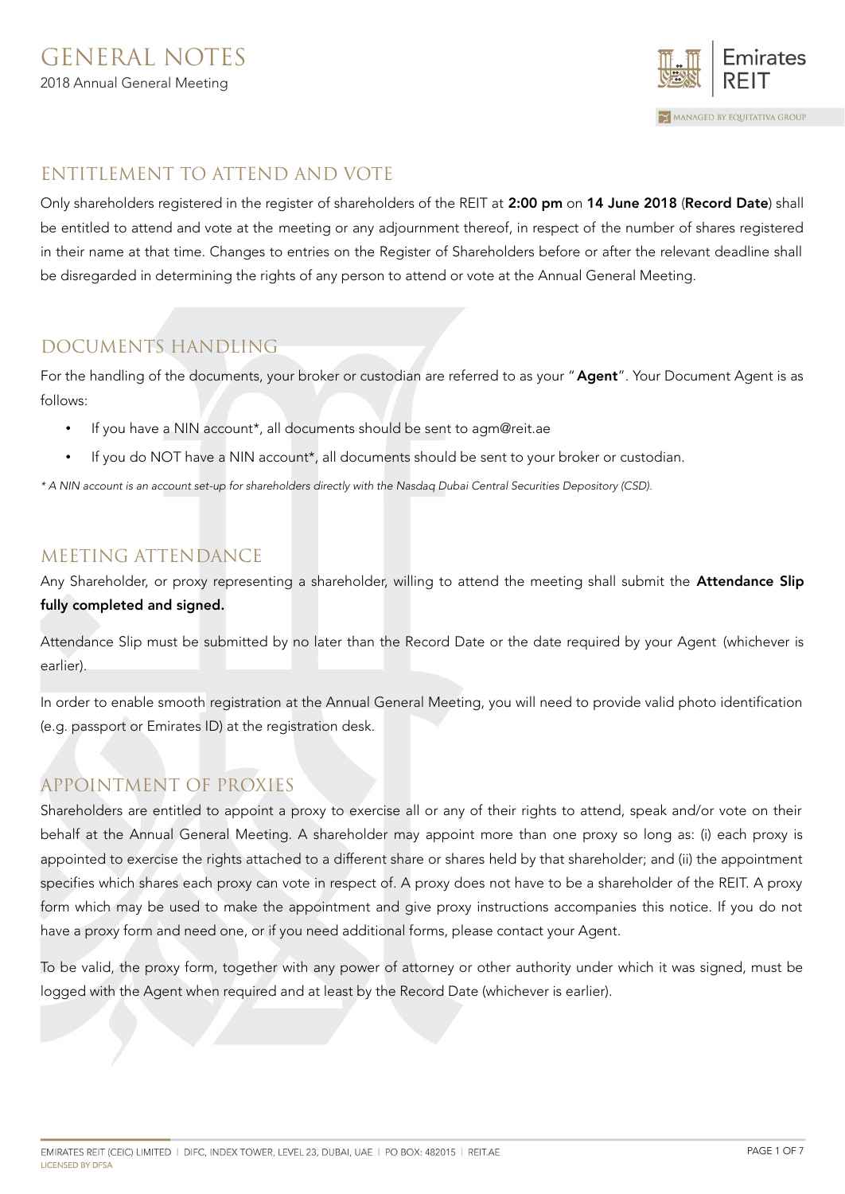# GENERAL NOTES

2018 Annual General Meeting

## ENTITLEMENT TO ATTEND AND VOTE

Only shareholders registered in the register of shareholders of the REIT at **2:00 pm** on **14 June 2018** (**Record Date**) shall be entitled to attend and vote at the meeting or any adjournment thereof, in respect of the number of shares registered in their name at that time. Changes to entries on the Register of Shareholders before or after the relevant deadline shall be disregarded in determining the rights of any person to attend or vote at the Annual General Meeting.

## DOCUMENTS HANDLING

For the handling of the documents, your broker or custodian are referred to as your "**Agent**". Your Document Agent is as follows:

- If you have a NIN account*, all documents should be sent to agm@reit.ae
- If you do NOT have a NIN account*, all documents should be sent to your broker or custodian.

*\* A NIN account is an account set-up for shareholders directly with the Nasdaq Dubai Central Securities Depository (CSD).*

## MEETING ATTENDANCE

Any Shareholder, or proxy representing a shareholder, willing to attend the meeting shall submit the **Attendance Slip fully completed and signed.**

Attendance Slip must be submitted by no later than the Record Date or the date required by your Agent (whichever is earlier).

In order to enable smooth registration at the Annual General Meeting, you will need to provide valid photo identification (e.g. passport or Emirates ID) at the registration desk.

## APPOINTMENT OF PROXIES

Shareholders are entitled to appoint a proxy to exercise all or any of their rights to attend, speak and/or vote on their behalf at the Annual General Meeting. A shareholder may appoint more than one proxy so long as: (i) each proxy is appointed to exercise the rights attached to a different share or shares held by that shareholder; and (ii) the appointment specifies which shares each proxy can vote in respect of. A proxy does not have to be a shareholder of the REIT. A proxy form which may be used to make the appointment and give proxy instructions accompanies this notice. If you do not have a proxy form and need one, or if you need additional forms, please contact your Agent.

To be valid, the proxy form, together with any power of attorney or other authority under which it was signed, must be logged with the Agent when required and at least by the Record Date (whichever is earlier).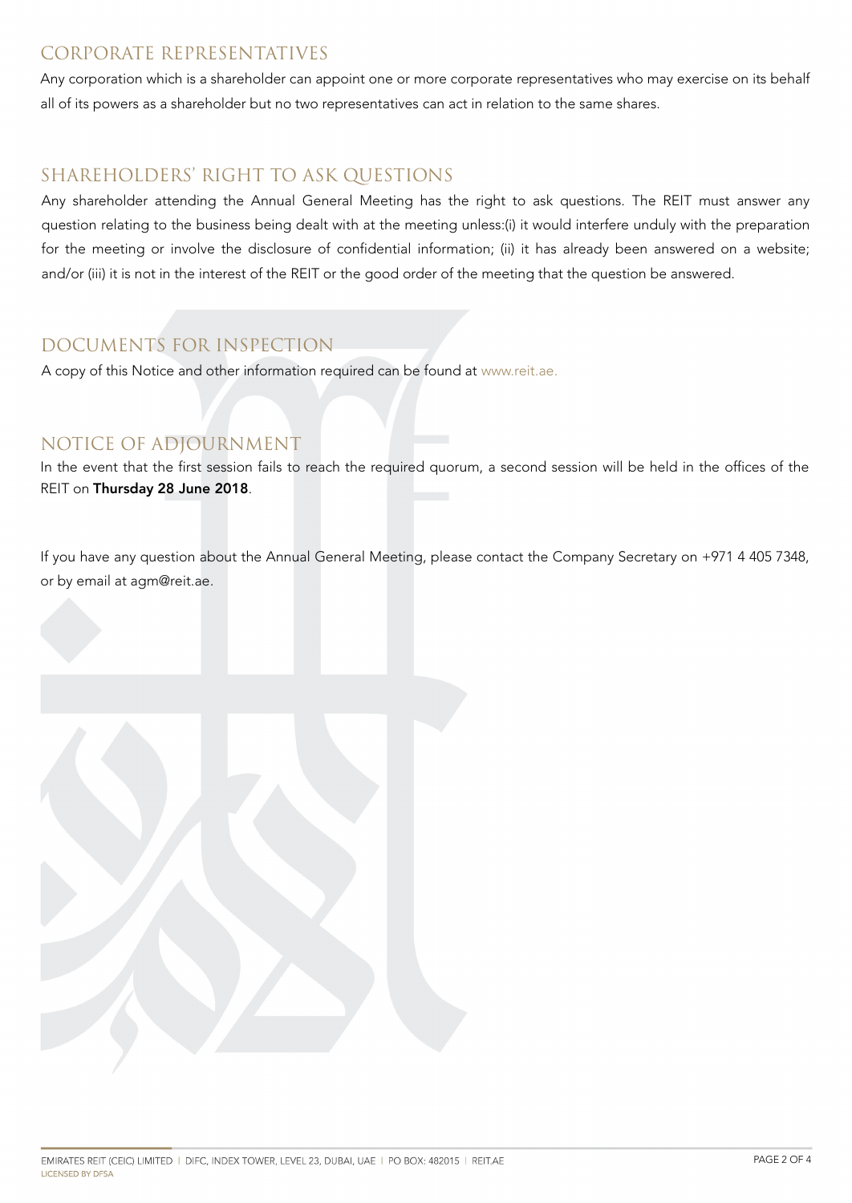## CORPORATE REPRESENTATIVES

Any corporation which is a shareholder can appoint one or more corporate representatives who may exercise on its behalf all of its powers as a shareholder but no two representatives can act in relation to the same shares.

## SHAREHOLDERS' RIGHT TO ASK QUESTIONS

Any shareholder attending the Annual General Meeting has the right to ask questions. The REIT must answer any question relating to the business being dealt with at the meeting unless:(i) it would interfere unduly with the preparation for the meeting or involve the disclosure of confidential information; (ii) it has already been answered on a website; and/or (iii) it is not in the interest of the REIT or the good order of the meeting that the question be answered.

## DOCUMENTS FOR INSPECTION

A copy of this Notice and other information required can be found at www.reit.ae.

## NOTICE OF ADJOURNMENT

In the event that the first session fails to reach the required quorum, a second session will be held in the offices of the REIT on **Thursday 28 June 2018**.

If you have any question about the Annual General Meeting, please contact the Company Secretary on +971 4 405 7348, or by email at agm@reit.ae.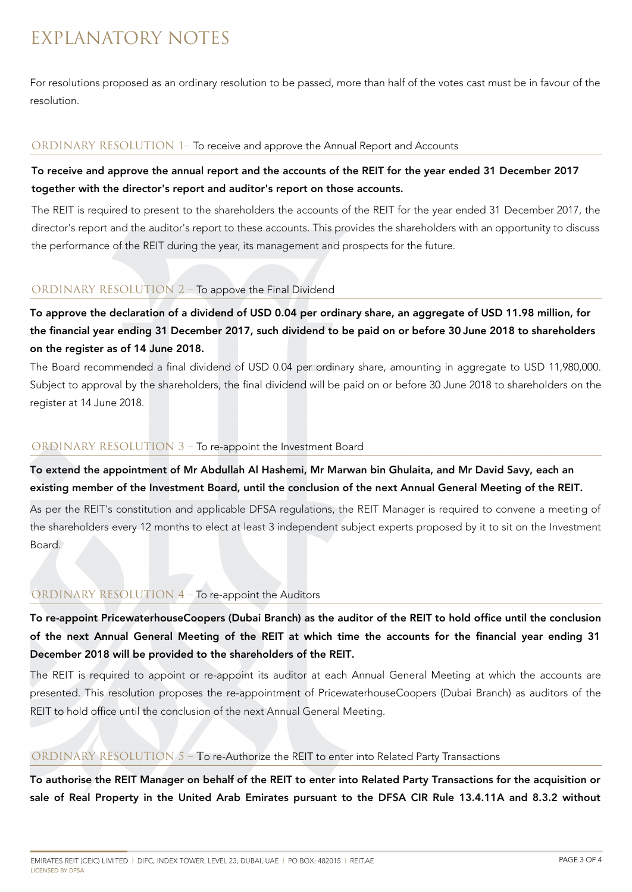# EXPLANATORY NOTES

For resolutions proposed as an ordinary resolution to be passed, more than half of the votes cast must be in favour of the resolution.

## ORDINARY RESOLUTION 1– To receive and approve the Annual Report and Accounts

**To receive and approve the annual report and the accounts of the REIT for the year ended 31 December 2017 together with the director's report and auditor's report on those accounts.**

The REIT is required to present to the shareholders the accounts of the REIT for the year ended 31 December 2017, the director's report and the auditor's report to these accounts. This provides the shareholders with an opportunity to discuss the performance of the REIT during the year, its management and prospects for the future.

## ORDINARY RESOLUTION 2 – To appove the Final Dividend

**To approve the declaration of a dividend of USD 0.04 per ordinary share, an aggregate of USD 11.98 million, for the financial year ending 31 December 2017, such dividend to be paid on or before 30 June 2018 to shareholders on the register as of 14 June 2018.**

The Board recommended a final dividend of USD 0.04 per ordinary share, amounting in aggregate to USD 11,980,000. Subject to approval by the shareholders, the final dividend will be paid on or before 30 June 2018 to shareholders on the register at 14 June 2018.

## ORDINARY RESOLUTION 3 – To re-appoint the Investment Board

**To extend the appointment of Mr Abdullah Al Hashemi, Mr Marwan bin Ghulaita, and Mr David Savy, each an existing member of the Investment Board, until the conclusion of the next Annual General Meeting of the REIT.**

As per the REIT's constitution and applicable DFSA regulations, the REIT Manager is required to convene a meeting of the shareholders every 12 months to elect at least 3 independent subject experts proposed by it to sit on the Investment Board.

## ORDINARY RESOLUTION 4 – To re-appoint the Auditors

**To re-appoint PricewaterhouseCoopers (Dubai Branch) as the auditor of the REIT to hold office until the conclusion of the next Annual General Meeting of the REIT at which time the accounts for the financial year ending 31 December 2018 will be provided to the shareholders of the REIT.**

The REIT is required to appoint or re-appoint its auditor at each Annual General Meeting at which the accounts are presented. This resolution proposes the re-appointment of PricewaterhouseCoopers (Dubai Branch) as auditors of the REIT to hold office until the conclusion of the next Annual General Meeting.

## ORDINARY RESOLUTION 5 – To re-Authorize the REIT to enter into Related Party Transactions

**To authorise the REIT Manager on behalf of the REIT to enter into Related Party Transactions for the acquisition or sale of Real Property in the United Arab Emirates pursuant to the DFSA CIR Rule 13.4.11A and 8.3.2 without**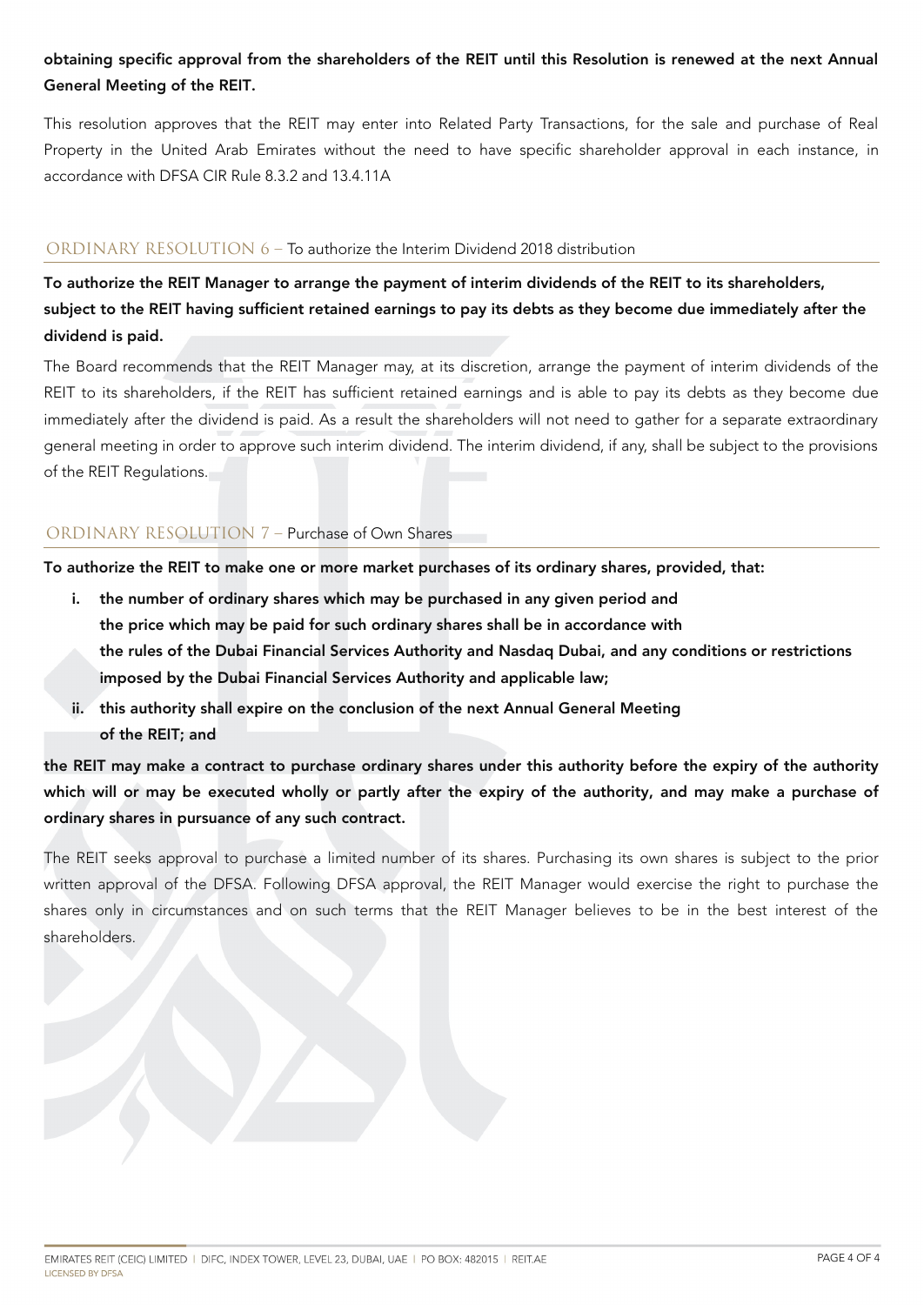**obtaining specific approval from the shareholders of the REIT until this Resolution is renewed at the next Annual General Meeting of the REIT.**

This resolution approves that the REIT may enter into Related Party Transactions, for the sale and purchase of Real Property in the United Arab Emirates without the need to have specific shareholder approval in each instance, in accordance with DFSA CIR Rule 8.3.2 and 13.4.11A

## ORDINARY RESOLUTION 6 – To authorize the Interim Dividend 2018 distribution

**To authorize the REIT Manager to arrange the payment of interim dividends of the REIT to its shareholders, subject to the REIT having sufficient retained earnings to pay its debts as they become due immediately after the dividend is paid.**

The Board recommends that the REIT Manager may, at its discretion, arrange the payment of interim dividends of the REIT to its shareholders, if the REIT has sufficient retained earnings and is able to pay its debts as they become due immediately after the dividend is paid. As a result the shareholders will not need to gather for a separate extraordinary general meeting in order to approve such interim dividend. The interim dividend, if any, shall be subject to the provisions of the REIT Regulations.

## ORDINARY RESOLUTION 7 – Purchase of Own Shares

**To authorize the REIT to make one or more market purchases of its ordinary shares, provided, that:**

i. **the number of ordinary shares which may be purchased in any given period and the price which may be paid for such ordinary shares shall be in accordance with the rules of the Dubai Financial Services Authority and Nasdaq Dubai, and any conditions or restrictions imposed by the Dubai Financial Services Authority and applicable law;**

ii. **this authority shall expire on the conclusion of the next Annual General Meeting of the REIT; and**

**the REIT may make a contract to purchase ordinary shares under this authority before the expiry of the authority which will or may be executed wholly or partly after the expiry of the authority, and may make a purchase of ordinary shares in pursuance of any such contract.**

The REIT seeks approval to purchase a limited number of its shares. Purchasing its own shares is subject to the prior written approval of the DFSA. Following DFSA approval, the REIT Manager would exercise the right to purchase the shares only in circumstances and on such terms that the REIT Manager believes to be in the best interest of the shareholders.